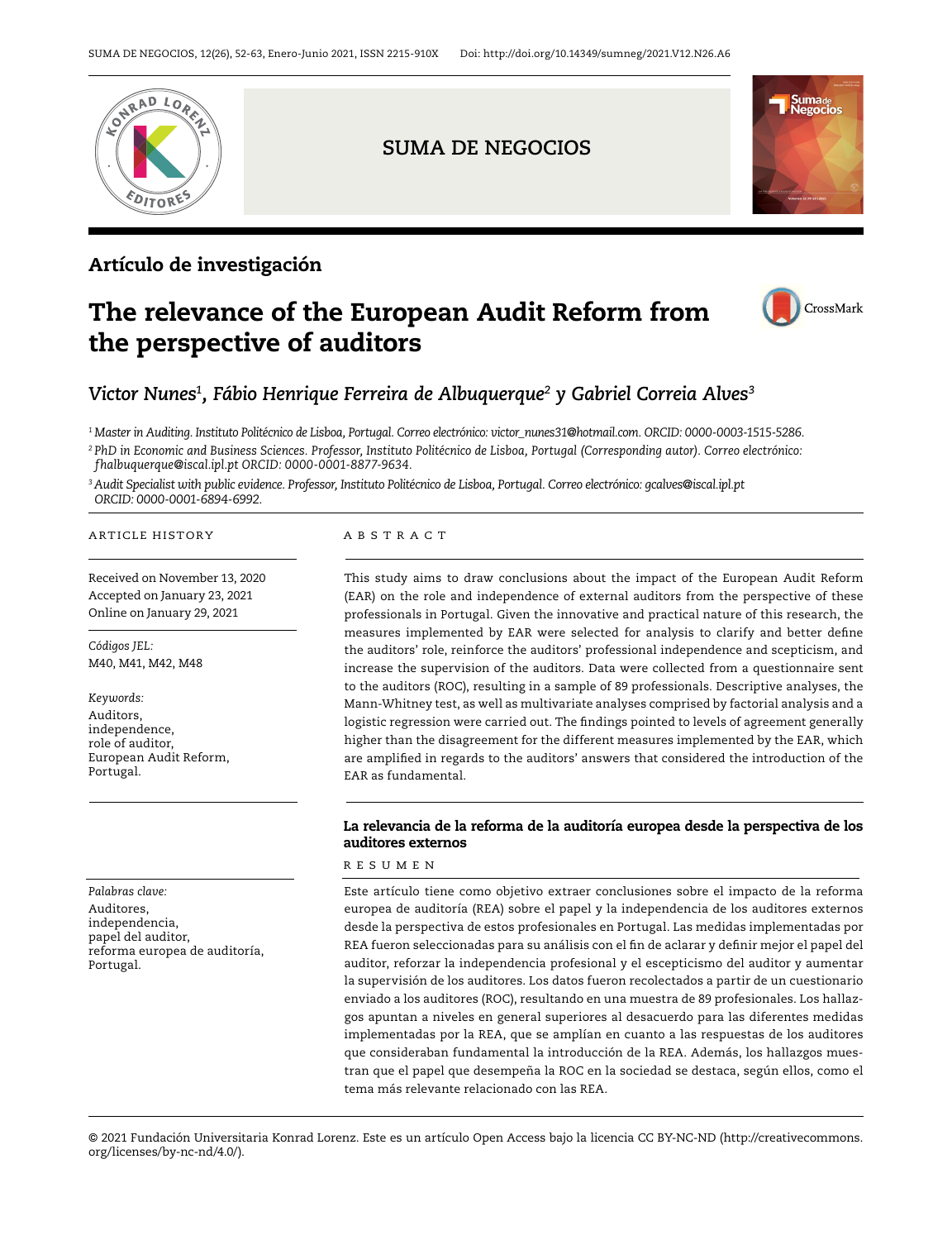Artículo de investigación

# The relevance of the European Audit Reform from the perspective of auditors

*Victor Nunes*[1], *Fábio Henrique Ferreira de Albuquerque*[2] *y Gabriel Correia Alves*[3]

[1] *Master in Auditing. Instituto Politécnico de Lisboa, Portugal. Correo electrónico: victor_nunes31@hotmail.com. ORCID: 0000-0003-1515-5286.*

[2] *PhD in Economic and Business Sciences. Professor, Instituto Politécnico de Lisboa, Portugal (Corresponding autor). Correo electrónico: fhalbuquerque@iscal.ipl.pt ORCID: 0000-0001-8877-9634.*

[3] *Audit Specialist with public evidence. Professor, Instituto Politécnico de Lisboa, Portugal. Correo electrónico: gcalves@iscal.ipl.pt ORCID: 0000-0001-6894-6992.*

ARTICLE HISTORY

Received on November 13, 2020
Accepted on January 23, 2021
Online on January 29, 2021

*Códigos JEL:*
M40, M41, M42, M48

*Keywords:*
Auditors,
independence,
role of auditor,
European Audit Reform,
Portugal.

## ABSTRACT

This study aims to draw conclusions about the impact of the European Audit Reform (EAR) on the role and independence of external auditors from the perspective of these professionals in Portugal. Given the innovative and practical nature of this research, the measures implemented by EAR were selected for analysis to clarify and better define the auditors' role, reinforce the auditors' professional independence and scepticism, and increase the supervision of the auditors. Data were collected from a questionnaire sent to the auditors (ROC), resulting in a sample of 89 professionals. Descriptive analyses, the Mann-Whitney test, as well as multivariate analyses comprised by factorial analysis and a logistic regression were carried out. The findings pointed to levels of agreement generally higher than the disagreement for the different measures implemented by the EAR, which are amplified in regards to the auditors' answers that considered the introduction of the EAR as fundamental.

## La relevancia de la reforma de la auditoría europea desde la perspectiva de los auditores externos

*Palabras clave:*
Auditores,
independencia,
papel del auditor,
reforma europea de auditoría,
Portugal.

## RESUMEN

Este artículo tiene como objetivo extraer conclusiones sobre el impacto de la reforma europea de auditoría (REA) sobre el papel y la independencia de los auditores externos desde la perspectiva de estos profesionales en Portugal. Las medidas implementadas por REA fueron seleccionadas para su análisis con el fin de aclarar y definir mejor el papel del auditor, reforzar la independencia profesional y el escepticismo del auditor y aumentar la supervisión de los auditores. Los datos fueron recolectados a partir de un cuestionario enviado a los auditores (ROC), resultando en una muestra de 89 profesionales. Los hallazgos apuntan a niveles en general superiores al desacuerdo para las diferentes medidas implementadas por la REA, que se amplían en cuanto a las respuestas de los auditores que consideraban fundamental la introducción de la REA. Además, los hallazgos muestran que el papel que desempeña la ROC en la sociedad se destaca, según ellos, como el tema más relevante relacionado con las REA.

© 2021 Fundación Universitaria Konrad Lorenz. Este es un artículo Open Access bajo la licencia CC BY-NC-ND (http://creativecommons.org/licenses/by-nc-nd/4.0/).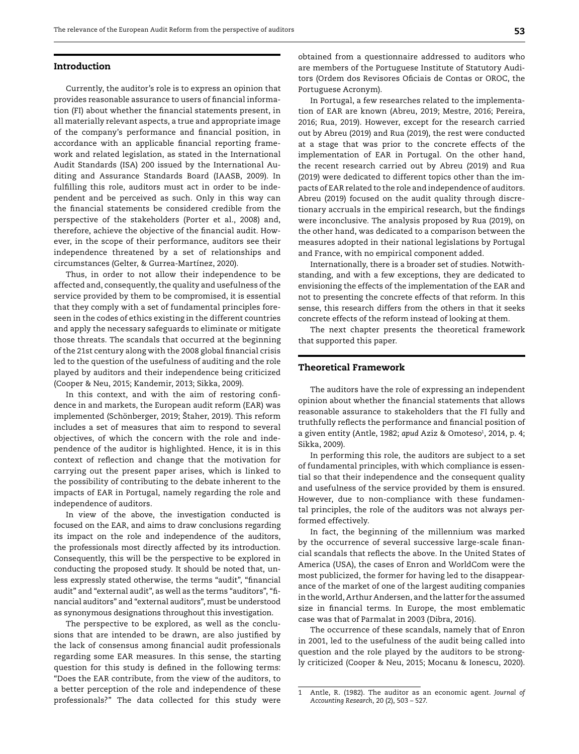## Introduction

Currently, the auditor's role is to express an opinion that provides reasonable assurance to users of financial information (FI) about whether the financial statements present, in all materially relevant aspects, a true and appropriate image of the company's performance and financial position, in accordance with an applicable financial reporting framework and related legislation, as stated in the International Audit Standards (ISA) 200 issued by the International Auditing and Assurance Standards Board (IAASB, 2009). In fulfilling this role, auditors must act in order to be independent and be perceived as such. Only in this way can the financial statements be considered credible from the perspective of the stakeholders (Porter et al., 2008) and, therefore, achieve the objective of the financial audit. However, in the scope of their performance, auditors see their independence threatened by a set of relationships and circumstances (Gelter, & Gurrea-Martínez, 2020).

Thus, in order to not allow their independence to be affected and, consequently, the quality and usefulness of the service provided by them to be compromised, it is essential that they comply with a set of fundamental principles foreseen in the codes of ethics existing in the different countries and apply the necessary safeguards to eliminate or mitigate those threats. The scandals that occurred at the beginning of the 21st century along with the 2008 global financial crisis led to the question of the usefulness of auditing and the role played by auditors and their independence being criticized (Cooper & Neu, 2015; Kandemir, 2013; Sikka, 2009).

In this context, and with the aim of restoring confidence in and markets, the European audit reform (EAR) was implemented (Schönberger, 2019; Štaher, 2019). This reform includes a set of measures that aim to respond to several objectives, of which the concern with the role and independence of the auditor is highlighted. Hence, it is in this context of reflection and change that the motivation for carrying out the present paper arises, which is linked to the possibility of contributing to the debate inherent to the impacts of EAR in Portugal, namely regarding the role and independence of auditors.

In view of the above, the investigation conducted is focused on the EAR, and aims to draw conclusions regarding its impact on the role and independence of the auditors, the professionals most directly affected by its introduction. Consequently, this will be the perspective to be explored in conducting the proposed study. It should be noted that, unless expressly stated otherwise, the terms "audit", "financial audit" and "external audit", as well as the terms "auditors", "financial auditors" and "external auditors", must be understood as synonymous designations throughout this investigation.

The perspective to be explored, as well as the conclusions that are intended to be drawn, are also justified by the lack of consensus among financial audit professionals regarding some EAR measures. In this sense, the starting question for this study is defined in the following terms: "Does the EAR contribute, from the view of the auditors, to a better perception of the role and independence of these professionals?" The data collected for this study were obtained from a questionnaire addressed to auditors who are members of the Portuguese Institute of Statutory Auditors (Ordem dos Revisores Oficiais de Contas or OROC, the Portuguese Acronym).

In Portugal, a few researches related to the implementation of EAR are known (Abreu, 2019; Mestre, 2016; Pereira, 2016; Rua, 2019). However, except for the research carried out by Abreu (2019) and Rua (2019), the rest were conducted at a stage that was prior to the concrete effects of the implementation of EAR in Portugal. On the other hand, the recent research carried out by Abreu (2019) and Rua (2019) were dedicated to different topics other than the impacts of EAR related to the role and independence of auditors. Abreu (2019) focused on the audit quality through discretionary accruals in the empirical research, but the findings were inconclusive. The analysis proposed by Rua (2019), on the other hand, was dedicated to a comparison between the measures adopted in their national legislations by Portugal and France, with no empirical component added.

Internationally, there is a broader set of studies. Notwithstanding, and with a few exceptions, they are dedicated to envisioning the effects of the implementation of the EAR and not to presenting the concrete effects of that reform. In this sense, this research differs from the others in that it seeks concrete effects of the reform instead of looking at them.

The next chapter presents the theoretical framework that supported this paper.

## Theoretical Framework

The auditors have the role of expressing an independent opinion about whether the financial statements that allows reasonable assurance to stakeholders that the FI fully and truthfully reflects the performance and financial position of a given entity (Antle, 1982; *apud* Aziz & Omoteso[1], 2014, p. 4; Sikka, 2009).

In performing this role, the auditors are subject to a set of fundamental principles, with which compliance is essential so that their independence and the consequent quality and usefulness of the service provided by them is ensured. However, due to non-compliance with these fundamental principles, the role of the auditors was not always performed effectively.

In fact, the beginning of the millennium was marked by the occurrence of several successive large-scale financial scandals that reflects the above. In the United States of America (USA), the cases of Enron and WorldCom were the most publicized, the former for having led to the disappearance of the market of one of the largest auditing companies in the world, Arthur Andersen, and the latter for the assumed size in financial terms. In Europe, the most emblematic case was that of Parmalat in 2003 (Dibra, 2016).

The occurrence of these scandals, namely that of Enron in 2001, led to the usefulness of the audit being called into question and the role played by the auditors to be strongly criticized (Cooper & Neu, 2015; Mocanu & Ionescu, 2020).

---

[1] Antle, R. (1982). The auditor as an economic agent. *Journal of Accounting Research*, 20 (2), 503 – 527.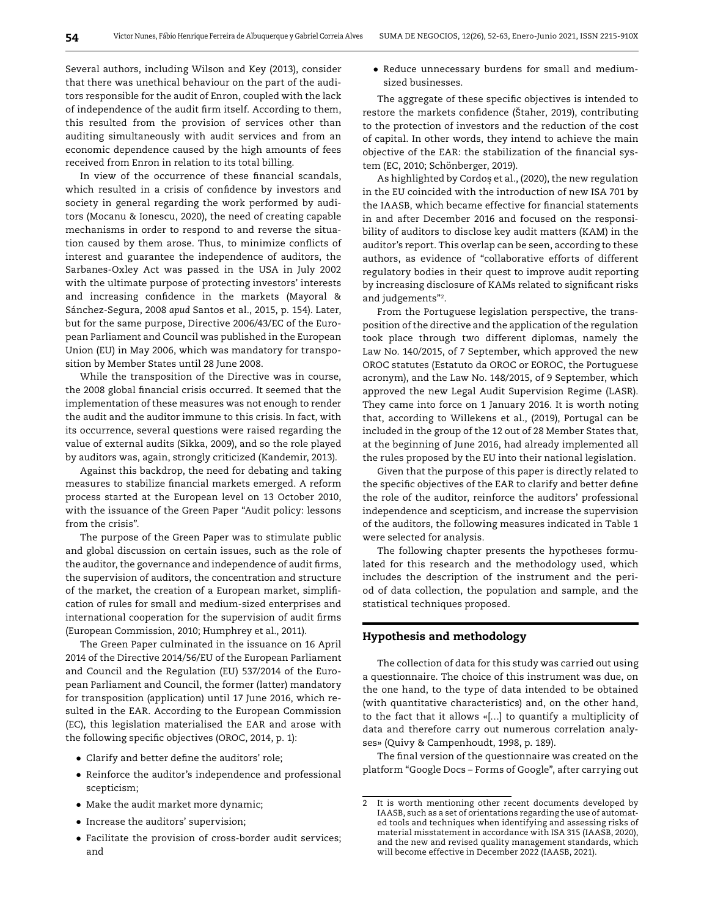Several authors, including Wilson and Key (2013), consider that there was unethical behaviour on the part of the auditors responsible for the audit of Enron, coupled with the lack of independence of the audit firm itself. According to them, this resulted from the provision of services other than auditing simultaneously with audit services and from an economic dependence caused by the high amounts of fees received from Enron in relation to its total billing.

In view of the occurrence of these financial scandals, which resulted in a crisis of confidence by investors and society in general regarding the work performed by auditors (Mocanu & Ionescu, 2020), the need of creating capable mechanisms in order to respond to and reverse the situation caused by them arose. Thus, to minimize conflicts of interest and guarantee the independence of auditors, the Sarbanes-Oxley Act was passed in the USA in July 2002 with the ultimate purpose of protecting investors' interests and increasing confidence in the markets (Mayoral & Sánchez-Segura, 2008 *apud* Santos et al., 2015, p. 154). Later, but for the same purpose, Directive 2006/43/EC of the European Parliament and Council was published in the European Union (EU) in May 2006, which was mandatory for transposition by Member States until 28 June 2008.

While the transposition of the Directive was in course, the 2008 global financial crisis occurred. It seemed that the implementation of these measures was not enough to render the audit and the auditor immune to this crisis. In fact, with its occurrence, several questions were raised regarding the value of external audits (Sikka, 2009), and so the role played by auditors was, again, strongly criticized (Kandemir, 2013).

Against this backdrop, the need for debating and taking measures to stabilize financial markets emerged. A reform process started at the European level on 13 October 2010, with the issuance of the Green Paper "Audit policy: lessons from the crisis".

The purpose of the Green Paper was to stimulate public and global discussion on certain issues, such as the role of the auditor, the governance and independence of audit firms, the supervision of auditors, the concentration and structure of the market, the creation of a European market, simplification of rules for small and medium-sized enterprises and international cooperation for the supervision of audit firms (European Commission, 2010; Humphrey et al., 2011).

The Green Paper culminated in the issuance on 16 April 2014 of the Directive 2014/56/EU of the European Parliament and Council and the Regulation (EU) 537/2014 of the European Parliament and Council, the former (latter) mandatory for transposition (application) until 17 June 2016, which resulted in the EAR. According to the European Commission (EC), this legislation materialised the EAR and arose with the following specific objectives (OROC, 2014, p. 1):

- Clarify and better define the auditors' role;
- Reinforce the auditor's independence and professional scepticism;
- Make the audit market more dynamic;
- Increase the auditors' supervision;
- Facilitate the provision of cross-border audit services; and
- Reduce unnecessary burdens for small and medium-sized businesses.

The aggregate of these specific objectives is intended to restore the markets confidence (Štaher, 2019), contributing to the protection of investors and the reduction of the cost of capital. In other words, they intend to achieve the main objective of the EAR: the stabilization of the financial system (EC, 2010; Schönberger, 2019).

As highlighted by Cordoș et al., (2020), the new regulation in the EU coincided with the introduction of new ISA 701 by the IAASB, which became effective for financial statements in and after December 2016 and focused on the responsibility of auditors to disclose key audit matters (KAM) in the auditor's report. This overlap can be seen, according to these authors, as evidence of "collaborative efforts of different regulatory bodies in their quest to improve audit reporting by increasing disclosure of KAMs related to significant risks and judgements"[2].

From the Portuguese legislation perspective, the transposition of the directive and the application of the regulation took place through two different diplomas, namely the Law No. 140/2015, of 7 September, which approved the new OROC statutes (Estatuto da OROC or EOROC, the Portuguese acronym), and the Law No. 148/2015, of 9 September, which approved the new Legal Audit Supervision Regime (LASR). They came into force on 1 January 2016. It is worth noting that, according to Willekens et al., (2019), Portugal can be included in the group of the 12 out of 28 Member States that, at the beginning of June 2016, had already implemented all the rules proposed by the EU into their national legislation.

Given that the purpose of this paper is directly related to the specific objectives of the EAR to clarify and better define the role of the auditor, reinforce the auditors' professional independence and scepticism, and increase the supervision of the auditors, the following measures indicated in Table 1 were selected for analysis.

The following chapter presents the hypotheses formulated for this research and the methodology used, which includes the description of the instrument and the period of data collection, the population and sample, and the statistical techniques proposed.

## Hypothesis and methodology

The collection of data for this study was carried out using a questionnaire. The choice of this instrument was due, on the one hand, to the type of data intended to be obtained (with quantitative characteristics) and, on the other hand, to the fact that it allows «[...] to quantify a multiplicity of data and therefore carry out numerous correlation analyses» (Quivy & Campenhoudt, 1998, p. 189).

The final version of the questionnaire was created on the platform "Google Docs – Forms of Google", after carrying out

---

2 It is worth mentioning other recent documents developed by IAASB, such as a set of orientations regarding the use of automated tools and techniques when identifying and assessing risks of material misstatement in accordance with ISA 315 (IAASB, 2020), and the new and revised quality management standards, which will become effective in December 2022 (IAASB, 2021).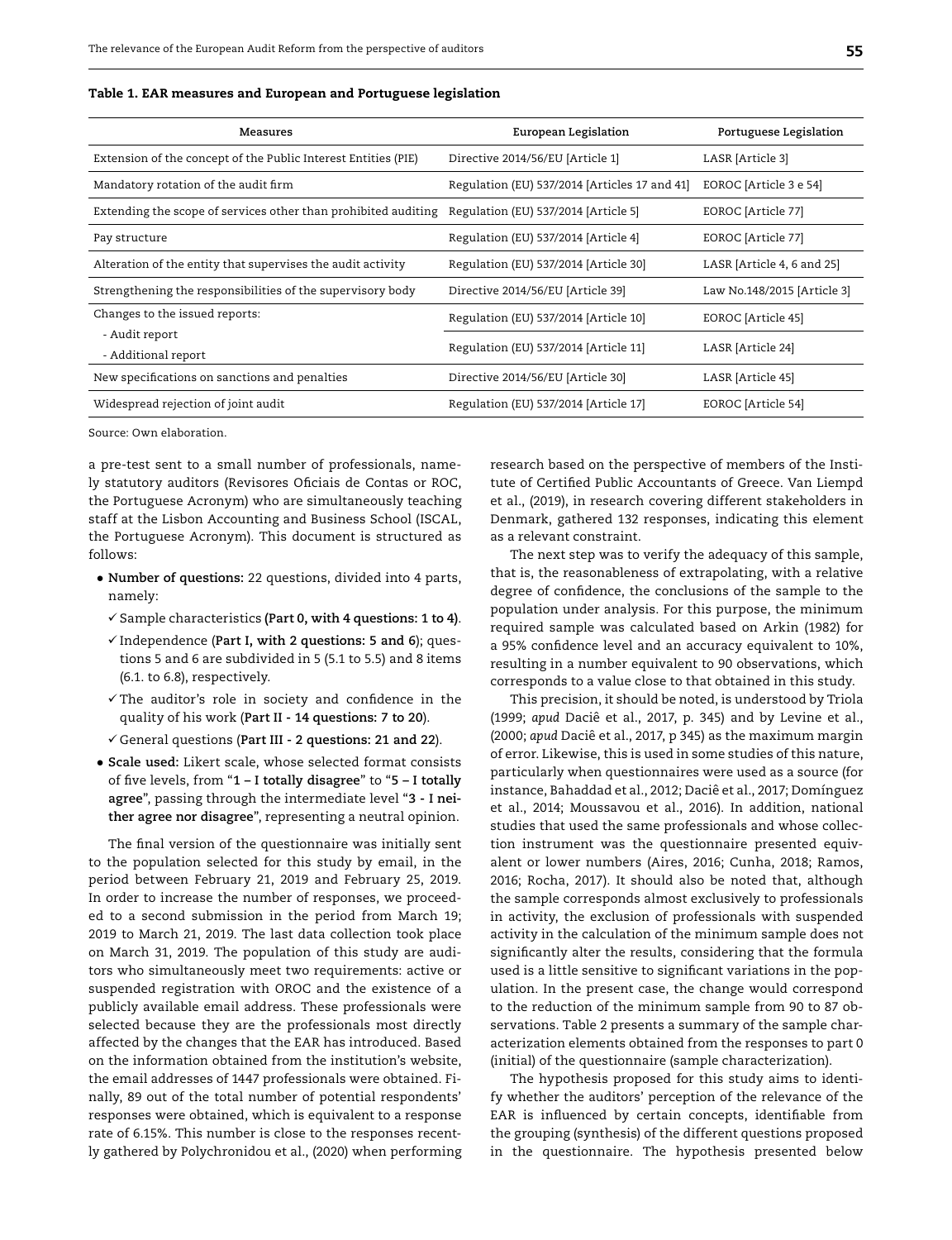**Table 1. EAR measures and European and Portuguese legislation**

| Measures | European Legislation | Portuguese Legislation |
|---|---|---|
| Extension of the concept of the Public Interest Entities (PIE) | Directive 2014/56/EU [Article 1] | LASR [Article 3] |
| Mandatory rotation of the audit firm | Regulation (EU) 537/2014 [Articles 17 and 41] | EOROC [Article 3 e 54] |
| Extending the scope of services other than prohibited auditing | Regulation (EU) 537/2014 [Article 5] | EOROC [Article 77] |
| Pay structure | Regulation (EU) 537/2014 [Article 4] | EOROC [Article 77] |
| Alteration of the entity that supervises the audit activity | Regulation (EU) 537/2014 [Article 30] | LASR [Article 4, 6 and 25] |
| Strengthening the responsibilities of the supervisory body | Directive 2014/56/EU [Article 39] | Law No.148/2015 [Article 3] |
| Changes to the issued reports:<br>- Audit report<br>- Additional report | Regulation (EU) 537/2014 [Article 10]<br>Regulation (EU) 537/2014 [Article 11] | EOROC [Article 45]<br>LASR [Article 24] |
| New specifications on sanctions and penalties | Directive 2014/56/EU [Article 30] | LASR [Article 45] |
| Widespread rejection of joint audit | Regulation (EU) 537/2014 [Article 17] | EOROC [Article 54] |

Source: Own elaboration.

a pre-test sent to a small number of professionals, namely statutory auditors (Revisores Oficiais de Contas or ROC, the Portuguese Acronym) who are simultaneously teaching staff at the Lisbon Accounting and Business School (ISCAL, the Portuguese Acronym). This document is structured as follows:

- **Number of questions:** 22 questions, divided into 4 parts, namely:
  - ✓ Sample characteristics **(Part 0, with 4 questions: 1 to 4)**.
  - ✓ Independence (**Part I, with 2 questions: 5 and 6**); questions 5 and 6 are subdivided in 5 (5.1 to 5.5) and 8 items (6.1. to 6.8), respectively.
  - ✓ The auditor's role in society and confidence in the quality of his work (**Part II - 14 questions: 7 to 20**).
  - ✓ General questions (**Part III - 2 questions: 21 and 22**).
- **Scale used:** Likert scale, whose selected format consists of five levels, from "**1 – I totally disagree**" to "**5 – I totally agree**", passing through the intermediate level "**3 - I neither agree nor disagree**", representing a neutral opinion.

The final version of the questionnaire was initially sent to the population selected for this study by email, in the period between February 21, 2019 and February 25, 2019. In order to increase the number of responses, we proceeded to a second submission in the period from March 19; 2019 to March 21, 2019. The last data collection took place on March 31, 2019. The population of this study are auditors who simultaneously meet two requirements: active or suspended registration with OROC and the existence of a publicly available email address. These professionals were selected because they are the professionals most directly affected by the changes that the EAR has introduced. Based on the information obtained from the institution's website, the email addresses of 1447 professionals were obtained. Finally, 89 out of the total number of potential respondents' responses were obtained, which is equivalent to a response rate of 6.15%. This number is close to the responses recently gathered by Polychronidou et al., (2020) when performing research based on the perspective of members of the Institute of Certified Public Accountants of Greece. Van Liempd et al., (2019), in research covering different stakeholders in Denmark, gathered 132 responses, indicating this element as a relevant constraint.

The next step was to verify the adequacy of this sample, that is, the reasonableness of extrapolating, with a relative degree of confidence, the conclusions of the sample to the population under analysis. For this purpose, the minimum required sample was calculated based on Arkin (1982) for a 95% confidence level and an accuracy equivalent to 10%, resulting in a number equivalent to 90 observations, which corresponds to a value close to that obtained in this study.

This precision, it should be noted, is understood by Triola (1999; *apud* Daciê et al., 2017, p. 345) and by Levine et al., (2000; *apud* Daciê et al., 2017, p 345) as the maximum margin of error. Likewise, this is used in some studies of this nature, particularly when questionnaires were used as a source (for instance, Bahaddad et al., 2012; Daciê et al., 2017; Domínguez et al., 2014; Moussavou et al., 2016). In addition, national studies that used the same professionals and whose collection instrument was the questionnaire presented equivalent or lower numbers (Aires, 2016; Cunha, 2018; Ramos, 2016; Rocha, 2017). It should also be noted that, although the sample corresponds almost exclusively to professionals in activity, the exclusion of professionals with suspended activity in the calculation of the minimum sample does not significantly alter the results, considering that the formula used is a little sensitive to significant variations in the population. In the present case, the change would correspond to the reduction of the minimum sample from 90 to 87 observations. Table 2 presents a summary of the sample characterization elements obtained from the responses to part 0 (initial) of the questionnaire (sample characterization).

The hypothesis proposed for this study aims to identify whether the auditors' perception of the relevance of the EAR is influenced by certain concepts, identifiable from the grouping (synthesis) of the different questions proposed in the questionnaire. The hypothesis presented below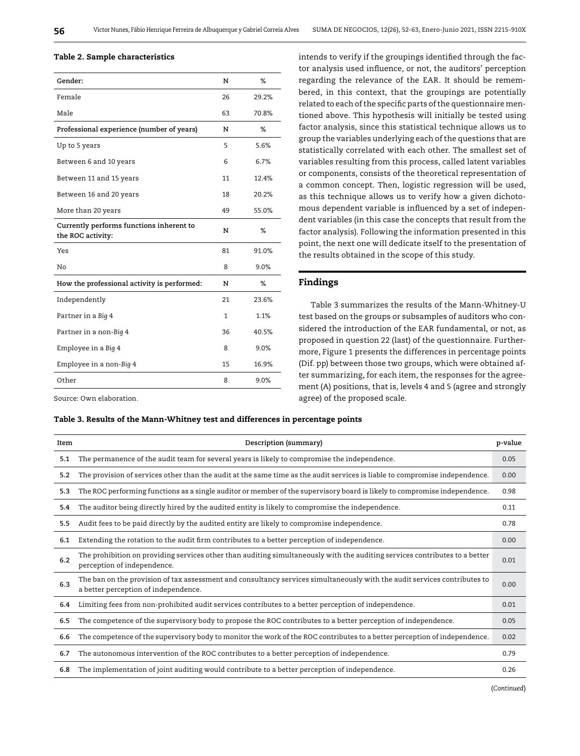**Table 2. Sample characteristics**

| Gender: | N | % |
|---|---|---|
| Female | 26 | 29.2% |
| Male | 63 | 70.8% |
| **Professional experience (number of years)** | **N** | **%** |
| Up to 5 years | 5 | 5.6% |
| Between 6 and 10 years | 6 | 6.7% |
| Between 11 and 15 years | 11 | 12.4% |
| Between 16 and 20 years | 18 | 20.2% |
| More than 20 years | 49 | 55.0% |
| **Currently performs functions inherent to the ROC activity:** | **N** | **%** |
| Yes | 81 | 91.0% |
| No | 8 | 9.0% |
| **How the professional activity is performed:** | **N** | **%** |
| Independently | 21 | 23.6% |
| Partner in a *Big* 4 | 1 | 1.1% |
| Partner in a non-*Big* 4 | 36 | 40.5% |
| Employee in a *Big* 4 | 8 | 9.0% |
| Employee in a non-*Big* 4 | 15 | 16.9% |
| Other | 8 | 9.0% |

Source: Own elaboration.

intends to verify if the groupings identified through the factor analysis used influence, or not, the auditors' perception regarding the relevance of the EAR. It should be remembered, in this context, that the groupings are potentially related to each of the specific parts of the questionnaire mentioned above. This hypothesis will initially be tested using factor analysis, since this statistical technique allows us to group the variables underlying each of the questions that are statistically correlated with each other. The smallest set of variables resulting from this process, called latent variables or components, consists of the theoretical representation of a common concept. Then, logistic regression will be used, as this technique allows us to verify how a given dichotomous dependent variable is influenced by a set of independent variables (in this case the concepts that result from the factor analysis). Following the information presented in this point, the next one will dedicate itself to the presentation of the results obtained in the scope of this study.

## Findings

Table 3 summarizes the results of the Mann-Whitney-U test based on the groups or subsamples of auditors who considered the introduction of the EAR fundamental, or not, as proposed in question 22 (last) of the questionnaire. Furthermore, Figure 1 presents the differences in percentage points (Dif. pp) between those two groups, which were obtained after summarizing, for each item, the responses for the agreement (A) positions, that is, levels 4 and 5 (agree and strongly agree) of the proposed scale.

**Table 3. Results of the Mann-Whitney test and differences in percentage points**

| Item | Description (summary) | p-value |
|---|---|---|
| **5.1** | The permanence of the audit team for several years is likely to compromise the independence. | 0.05 |
| **5.2** | The provision of services other than the audit at the same time as the audit services is liable to compromise independence. | 0.00 |
| **5.3** | The ROC performing functions as a single auditor or member of the supervisory board is likely to compromise independence. | 0.98 |
| **5.4** | The auditor being directly hired by the audited entity is likely to compromise the independence. | 0.11 |
| **5.5** | Audit fees to be paid directly by the audited entity are likely to compromise independence. | 0.78 |
| **6.1** | Extending the rotation to the audit firm contributes to a better perception of independence. | 0.00 |
| **6.2** | The prohibition on providing services other than auditing simultaneously with the auditing services contributes to a better perception of independence. | 0.01 |
| **6.3** | The ban on the provision of tax assessment and consultancy services simultaneously with the audit services contributes to a better perception of independence. | 0.00 |
| **6.4** | Limiting fees from non-prohibited audit services contributes to a better perception of independence. | 0.01 |
| **6.5** | The competence of the supervisory body to propose the ROC contributes to a better perception of independence. | 0.05 |
| **6.6** | The competence of the supervisory body to monitor the work of the ROC contributes to a better perception of independence. | 0.02 |
| **6.7** | The autonomous intervention of the ROC contributes to a better perception of independence. | 0.79 |
| **6.8** | The implementation of joint auditing would contribute to a better perception of independence. | 0.26 |

(*Continued*)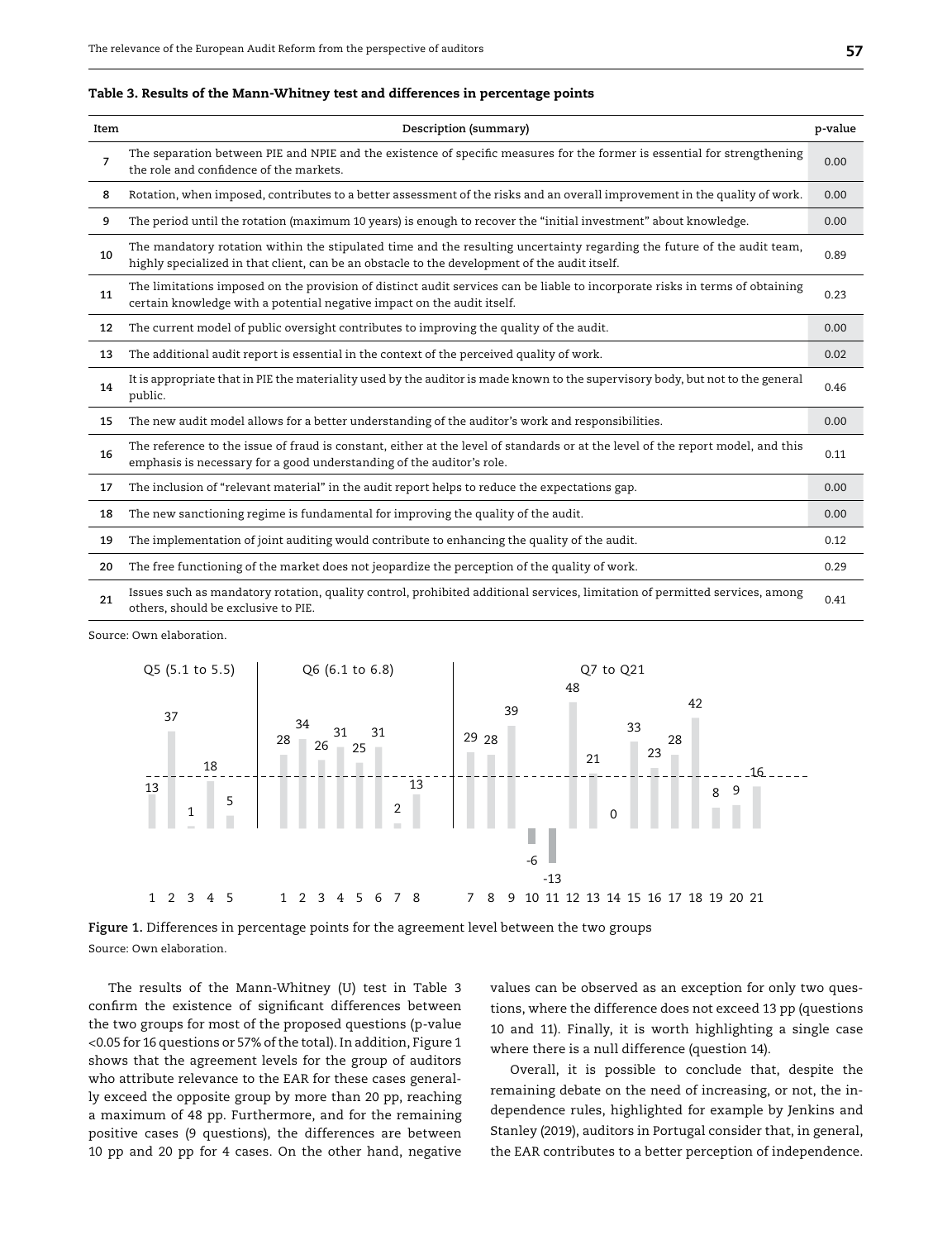**Table 3. Results of the Mann-Whitney test and differences in percentage points**

| Item | Description (summary) | p-value |
|---|---|---|
| 7 | The separation between PIE and NPIE and the existence of specific measures for the former is essential for strengthening the role and confidence of the markets. | 0.00 |
| 8 | Rotation, when imposed, contributes to a better assessment of the risks and an overall improvement in the quality of work. | 0.00 |
| 9 | The period until the rotation (maximum 10 years) is enough to recover the "initial investment" about knowledge. | 0.00 |
| 10 | The mandatory rotation within the stipulated time and the resulting uncertainty regarding the future of the audit team, highly specialized in that client, can be an obstacle to the development of the audit itself. | 0.89 |
| 11 | The limitations imposed on the provision of distinct audit services can be liable to incorporate risks in terms of obtaining certain knowledge with a potential negative impact on the audit itself. | 0.23 |
| 12 | The current model of public oversight contributes to improving the quality of the audit. | 0.00 |
| 13 | The additional audit report is essential in the context of the perceived quality of work. | 0.02 |
| 14 | It is appropriate that in PIE the materiality used by the auditor is made known to the supervisory body, but not to the general public. | 0.46 |
| 15 | The new audit model allows for a better understanding of the auditor's work and responsibilities. | 0.00 |
| 16 | The reference to the issue of fraud is constant, either at the level of standards or at the level of the report model, and this emphasis is necessary for a good understanding of the auditor's role. | 0.11 |
| 17 | The inclusion of "relevant material" in the audit report helps to reduce the expectations gap. | 0.00 |
| 18 | The new sanctioning regime is fundamental for improving the quality of the audit. | 0.00 |
| 19 | The implementation of joint auditing would contribute to enhancing the quality of the audit. | 0.12 |
| 20 | The free functioning of the market does not jeopardize the perception of the quality of work. | 0.29 |
| 21 | Issues such as mandatory rotation, quality control, prohibited additional services, limitation of permitted services, among others, should be exclusive to PIE. | 0.41 |

Source: Own elaboration.

| Group | Item | Difference (pp) |
|---|---|---|
| Q5 (5.1 to 5.5) | 1 | 13 |
| | 2 | 37 |
| | 3 | 1 |
| | 4 | 18 |
| | 5 | 5 |
| Q6 (6.1 to 6.8) | 1 | 28 |
| | 2 | 34 |
| | 3 | 26 |
| | 4 | 31 |
| | 5 | 25 |
| | 6 | 31 |
| | 7 | 2 |
| | 8 | 13 |
| Q7 to Q21 | 7 | 29 |
| | 8 | 28 |
| | 9 | 39 |
| | 10 | -6 |
| | 11 | -13 |
| | 12 | 48 |
| | 13 | 21 |
| | 14 | 0 |
| | 15 | 33 |
| | 16 | 23 |
| | 17 | 28 |
| | 18 | 42 |
| | 19 | 8 |
| | 20 | 9 |
| | 21 | 16 |

**Figure 1.** Differences in percentage points for the agreement level between the two groups
Source: Own elaboration.

The results of the Mann-Whitney (U) test in Table 3 confirm the existence of significant differences between the two groups for most of the proposed questions (p-value <0.05 for 16 questions or 57% of the total). In addition, Figure 1 shows that the agreement levels for the group of auditors who attribute relevance to the EAR for these cases generally exceed the opposite group by more than 20 pp, reaching a maximum of 48 pp. Furthermore, and for the remaining positive cases (9 questions), the differences are between 10 pp and 20 pp for 4 cases. On the other hand, negative values can be observed as an exception for only two questions, where the difference does not exceed 13 pp (questions 10 and 11). Finally, it is worth highlighting a single case where there is a null difference (question 14).

Overall, it is possible to conclude that, despite the remaining debate on the need of increasing, or not, the independence rules, highlighted for example by Jenkins and Stanley (2019), auditors in Portugal consider that, in general, the EAR contributes to a better perception of independence.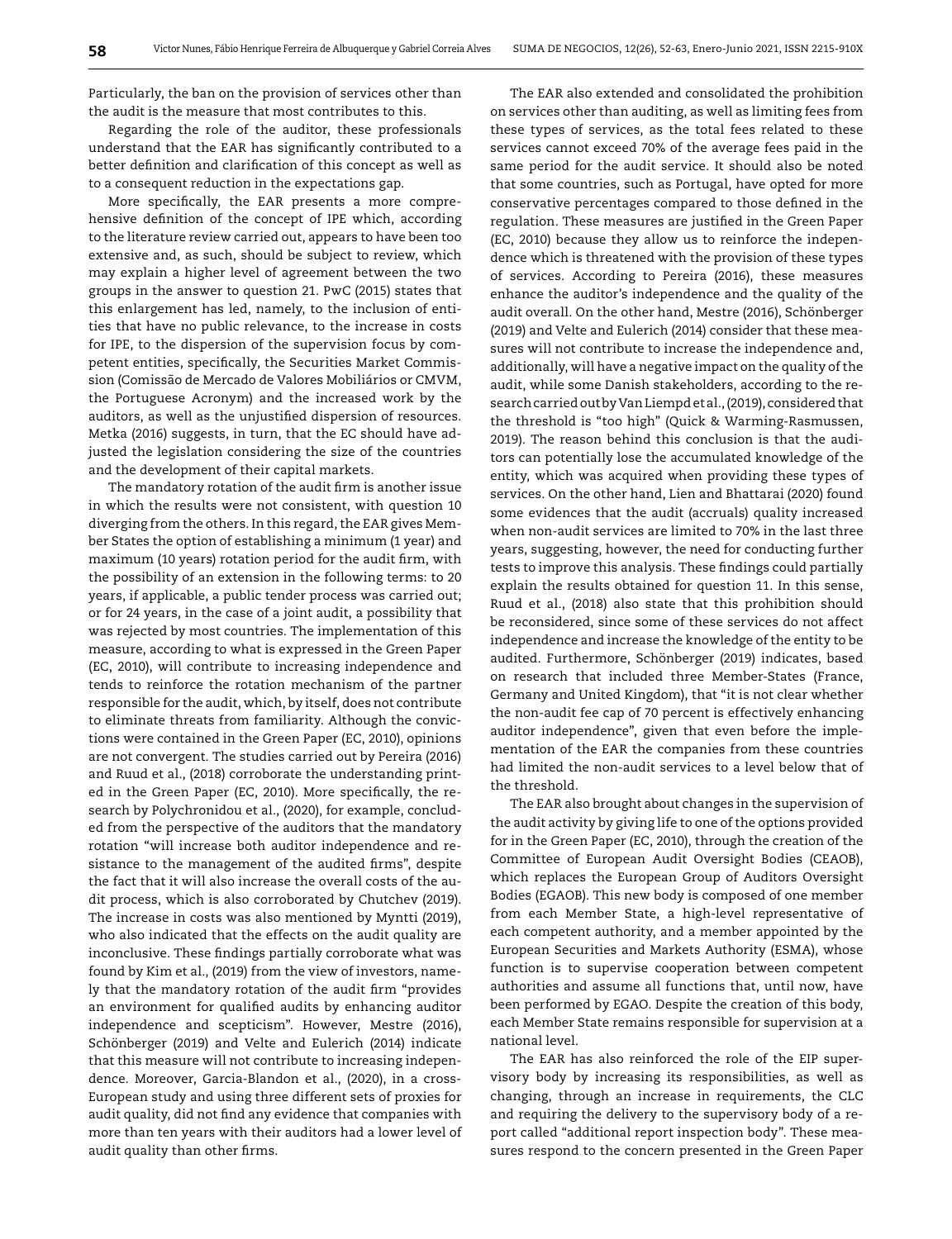Particularly, the ban on the provision of services other than the audit is the measure that most contributes to this.

Regarding the role of the auditor, these professionals understand that the EAR has significantly contributed to a better definition and clarification of this concept as well as to a consequent reduction in the expectations gap.

More specifically, the EAR presents a more comprehensive definition of the concept of IPE which, according to the literature review carried out, appears to have been too extensive and, as such, should be subject to review, which may explain a higher level of agreement between the two groups in the answer to question 21. PwC (2015) states that this enlargement has led, namely, to the inclusion of entities that have no public relevance, to the increase in costs for IPE, to the dispersion of the supervision focus by competent entities, specifically, the Securities Market Commission (Comissão de Mercado de Valores Mobiliários or CMVM, the Portuguese Acronym) and the increased work by the auditors, as well as the unjustified dispersion of resources. Metka (2016) suggests, in turn, that the EC should have adjusted the legislation considering the size of the countries and the development of their capital markets.

The mandatory rotation of the audit firm is another issue in which the results were not consistent, with question 10 diverging from the others. In this regard, the EAR gives Member States the option of establishing a minimum (1 year) and maximum (10 years) rotation period for the audit firm, with the possibility of an extension in the following terms: to 20 years, if applicable, a public tender process was carried out; or for 24 years, in the case of a joint audit, a possibility that was rejected by most countries. The implementation of this measure, according to what is expressed in the Green Paper (EC, 2010), will contribute to increasing independence and tends to reinforce the rotation mechanism of the partner responsible for the audit, which, by itself, does not contribute to eliminate threats from familiarity. Although the convictions were contained in the Green Paper (EC, 2010), opinions are not convergent. The studies carried out by Pereira (2016) and Ruud et al., (2018) corroborate the understanding printed in the Green Paper (EC, 2010). More specifically, the research by Polychronidou et al., (2020), for example, concluded from the perspective of the auditors that the mandatory rotation "will increase both auditor independence and resistance to the management of the audited firms", despite the fact that it will also increase the overall costs of the audit process, which is also corroborated by Chutchev (2019). The increase in costs was also mentioned by Myntti (2019), who also indicated that the effects on the audit quality are inconclusive. These findings partially corroborate what was found by Kim et al., (2019) from the view of investors, namely that the mandatory rotation of the audit firm "provides an environment for qualified audits by enhancing auditor independence and scepticism". However, Mestre (2016), Schönberger (2019) and Velte and Eulerich (2014) indicate that this measure will not contribute to increasing independence. Moreover, Garcia-Blandon et al., (2020), in a cross-European study and using three different sets of proxies for audit quality, did not find any evidence that companies with more than ten years with their auditors had a lower level of audit quality than other firms.

The EAR also extended and consolidated the prohibition on services other than auditing, as well as limiting fees from these types of services, as the total fees related to these services cannot exceed 70% of the average fees paid in the same period for the audit service. It should also be noted that some countries, such as Portugal, have opted for more conservative percentages compared to those defined in the regulation. These measures are justified in the Green Paper (EC, 2010) because they allow us to reinforce the independence which is threatened with the provision of these types of services. According to Pereira (2016), these measures enhance the auditor's independence and the quality of the audit overall. On the other hand, Mestre (2016), Schönberger (2019) and Velte and Eulerich (2014) consider that these measures will not contribute to increase the independence and, additionally, will have a negative impact on the quality of the audit, while some Danish stakeholders, according to the research carried out by Van Liempd et al., (2019), considered that the threshold is "too high" (Quick & Warming-Rasmussen, 2019). The reason behind this conclusion is that the auditors can potentially lose the accumulated knowledge of the entity, which was acquired when providing these types of services. On the other hand, Lien and Bhattarai (2020) found some evidences that the audit (accruals) quality increased when non-audit services are limited to 70% in the last three years, suggesting, however, the need for conducting further tests to improve this analysis. These findings could partially explain the results obtained for question 11. In this sense, Ruud et al., (2018) also state that this prohibition should be reconsidered, since some of these services do not affect independence and increase the knowledge of the entity to be audited. Furthermore, Schönberger (2019) indicates, based on research that included three Member-States (France, Germany and United Kingdom), that "it is not clear whether the non-audit fee cap of 70 percent is effectively enhancing auditor independence", given that even before the implementation of the EAR the companies from these countries had limited the non-audit services to a level below that of the threshold.

The EAR also brought about changes in the supervision of the audit activity by giving life to one of the options provided for in the Green Paper (EC, 2010), through the creation of the Committee of European Audit Oversight Bodies (CEAOB), which replaces the European Group of Auditors Oversight Bodies (EGAOB). This new body is composed of one member from each Member State, a high-level representative of each competent authority, and a member appointed by the European Securities and Markets Authority (ESMA), whose function is to supervise cooperation between competent authorities and assume all functions that, until now, have been performed by EGAO. Despite the creation of this body, each Member State remains responsible for supervision at a national level.

The EAR has also reinforced the role of the EIP supervisory body by increasing its responsibilities, as well as changing, through an increase in requirements, the CLC and requiring the delivery to the supervisory body of a report called "additional report inspection body". These measures respond to the concern presented in the Green Paper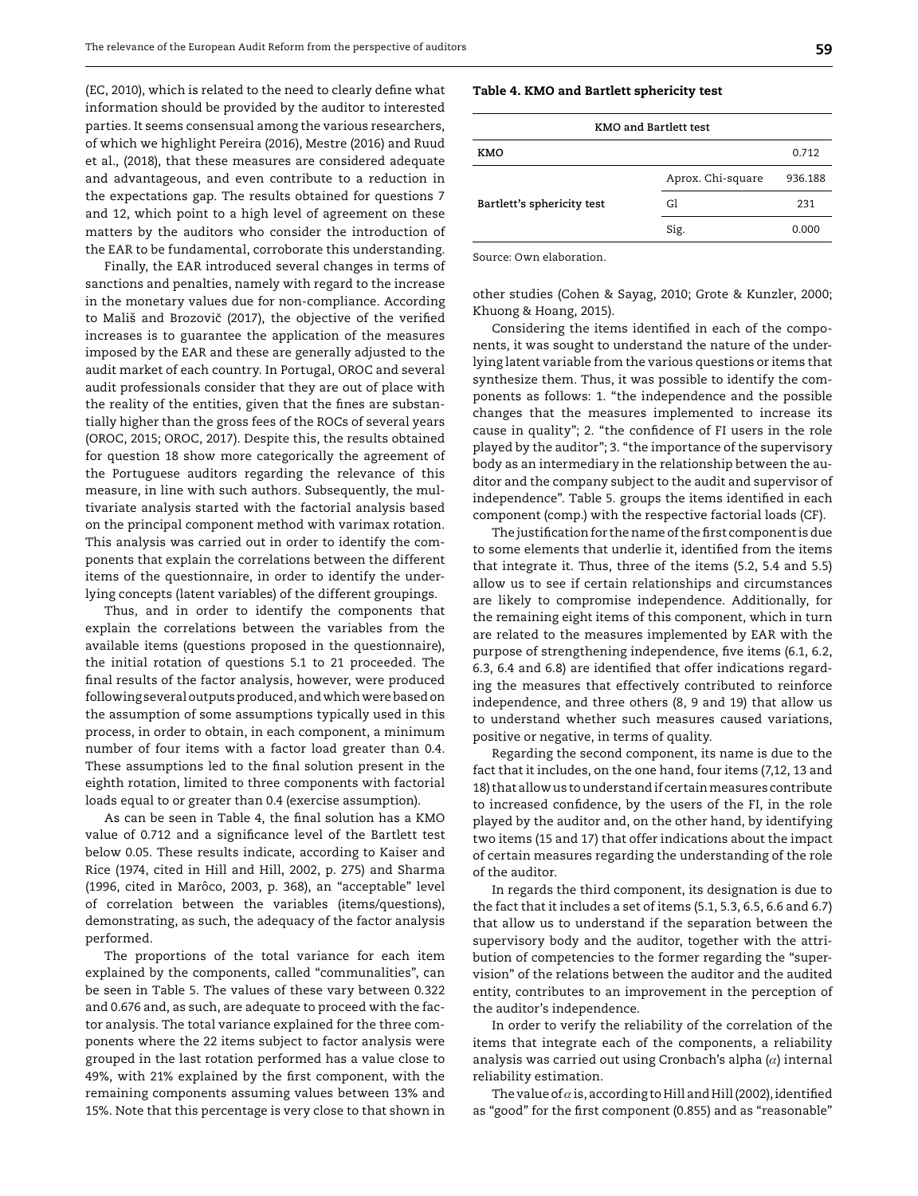(EC, 2010), which is related to the need to clearly define what information should be provided by the auditor to interested parties. It seems consensual among the various researchers, of which we highlight Pereira (2016), Mestre (2016) and Ruud et al., (2018), that these measures are considered adequate and advantageous, and even contribute to a reduction in the expectations gap. The results obtained for questions 7 and 12, which point to a high level of agreement on these matters by the auditors who consider the introduction of the EAR to be fundamental, corroborate this understanding.

Finally, the EAR introduced several changes in terms of sanctions and penalties, namely with regard to the increase in the monetary values due for non-compliance. According to Mališ and Brozovič (2017), the objective of the verified increases is to guarantee the application of the measures imposed by the EAR and these are generally adjusted to the audit market of each country. In Portugal, OROC and several audit professionals consider that they are out of place with the reality of the entities, given that the fines are substantially higher than the gross fees of the ROCs of several years (OROC, 2015; OROC, 2017). Despite this, the results obtained for question 18 show more categorically the agreement of the Portuguese auditors regarding the relevance of this measure, in line with such authors. Subsequently, the multivariate analysis started with the factorial analysis based on the principal component method with varimax rotation. This analysis was carried out in order to identify the components that explain the correlations between the different items of the questionnaire, in order to identify the underlying concepts (latent variables) of the different groupings.

Thus, and in order to identify the components that explain the correlations between the variables from the available items (questions proposed in the questionnaire), the initial rotation of questions 5.1 to 21 proceeded. The final results of the factor analysis, however, were produced following several outputs produced, and which were based on the assumption of some assumptions typically used in this process, in order to obtain, in each component, a minimum number of four items with a factor load greater than 0.4. These assumptions led to the final solution present in the eighth rotation, limited to three components with factorial loads equal to or greater than 0.4 (exercise assumption).

As can be seen in Table 4, the final solution has a KMO value of 0.712 and a significance level of the Bartlett test below 0.05. These results indicate, according to Kaiser and Rice (1974, cited in Hill and Hill, 2002, p. 275) and Sharma (1996, cited in Marôco, 2003, p. 368), an "acceptable" level of correlation between the variables (items/questions), demonstrating, as such, the adequacy of the factor analysis performed.

The proportions of the total variance for each item explained by the components, called "communalities", can be seen in Table 5. The values of these vary between 0.322 and 0.676 and, as such, are adequate to proceed with the factor analysis. The total variance explained for the three components where the 22 items subject to factor analysis were grouped in the last rotation performed has a value close to 49%, with 21% explained by the first component, with the remaining components assuming values between 13% and 15%. Note that this percentage is very close to that shown in other studies (Cohen & Sayag, 2010; Grote & Kunzler, 2000; Khuong & Hoang, 2015).

**Table 4. KMO and Bartlett sphericity test**

| KMO and Bartlett test | | |
|---|---|---|
| KMO | | 0.712 |
| Bartlett's sphericity test | Aprox. Chi-square | 936.188 |
| | Gl | 231 |
| | Sig. | 0.000 |

Source: Own elaboration.

Considering the items identified in each of the components, it was sought to understand the nature of the underlying latent variable from the various questions or items that synthesize them. Thus, it was possible to identify the components as follows: 1. "the independence and the possible changes that the measures implemented to increase its cause in quality"; 2. "the confidence of FI users in the role played by the auditor"; 3. "the importance of the supervisory body as an intermediary in the relationship between the auditor and the company subject to the audit and supervisor of independence". Table 5. groups the items identified in each component (comp.) with the respective factorial loads (CF).

The justification for the name of the first component is due to some elements that underlie it, identified from the items that integrate it. Thus, three of the items (5.2, 5.4 and 5.5) allow us to see if certain relationships and circumstances are likely to compromise independence. Additionally, for the remaining eight items of this component, which in turn are related to the measures implemented by EAR with the purpose of strengthening independence, five items (6.1, 6.2, 6.3, 6.4 and 6.8) are identified that offer indications regarding the measures that effectively contributed to reinforce independence, and three others (8, 9 and 19) that allow us to understand whether such measures caused variations, positive or negative, in terms of quality.

Regarding the second component, its name is due to the fact that it includes, on the one hand, four items (7,12, 13 and 18) that allow us to understand if certain measures contribute to increased confidence, by the users of the FI, in the role played by the auditor and, on the other hand, by identifying two items (15 and 17) that offer indications about the impact of certain measures regarding the understanding of the role of the auditor.

In regards the third component, its designation is due to the fact that it includes a set of items (5.1, 5.3, 6.5, 6.6 and 6.7) that allow us to understand if the separation between the supervisory body and the auditor, together with the attribution of competencies to the former regarding the "supervision" of the relations between the auditor and the audited entity, contributes to an improvement in the perception of the auditor's independence.

In order to verify the reliability of the correlation of the items that integrate each of the components, a reliability analysis was carried out using Cronbach's alpha ($\alpha$) internal reliability estimation.

The value of $\alpha$ is, according to Hill and Hill (2002), identified as "good" for the first component (0.855) and as "reasonable"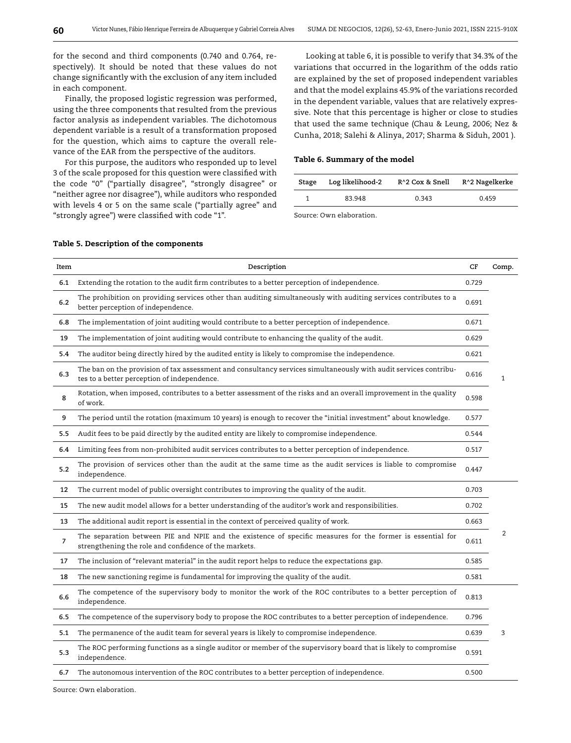for the second and third components (0.740 and 0.764, respectively). It should be noted that these values do not change significantly with the exclusion of any item included in each component.

Finally, the proposed logistic regression was performed, using the three components that resulted from the previous factor analysis as independent variables. The dichotomous dependent variable is a result of a transformation proposed for the question, which aims to capture the overall relevance of the EAR from the perspective of the auditors.

For this purpose, the auditors who responded up to level 3 of the scale proposed for this question were classified with the code "0" ("partially disagree", "strongly disagree" or "neither agree nor disagree"), while auditors who responded with levels 4 or 5 on the same scale ("partially agree" and "strongly agree") were classified with code "1".

Looking at table 6, it is possible to verify that 34.3% of the variations that occurred in the logarithm of the odds ratio are explained by the set of proposed independent variables and that the model explains 45.9% of the variations recorded in the dependent variable, values that are relatively expressive. Note that this percentage is higher or close to studies that used the same technique (Chau & Leung, 2006; Nez & Cunha, 2018; Salehi & Alinya, 2017; Sharma & Siduh, 2001 ).

**Table 6. Summary of the model**

| Stage | Log likelihood-2 | R^2 Cox & Snell | R^2 Nagelkerke |
|---|---|---|---|
| 1 | 83.948 | 0.343 | 0.459 |

Source: Own elaboration.

**Table 5. Description of the components**

| Item | Description | CF | Comp. |
|---|---|---|---|
| **6.1** | Extending the rotation to the audit firm contributes to a better perception of independence. | 0.729 | 1 |
| **6.2** | The prohibition on providing services other than auditing simultaneously with auditing services contributes to a better perception of independence. | 0.691 | |
| **6.8** | The implementation of joint auditing would contribute to a better perception of independence. | 0.671 | |
| **19** | The implementation of joint auditing would contribute to enhancing the quality of the audit. | 0.629 | |
| **5.4** | The auditor being directly hired by the audited entity is likely to compromise the independence. | 0.621 | |
| **6.3** | The ban on the provision of tax assessment and consultancy services simultaneously with audit services contributes to a better perception of independence. | 0.616 | |
| **8** | Rotation, when imposed, contributes to a better assessment of the risks and an overall improvement in the quality of work. | 0.598 | |
| **9** | The period until the rotation (maximum 10 years) is enough to recover the "initial investment" about knowledge. | 0.577 | |
| **5.5** | Audit fees to be paid directly by the audited entity are likely to compromise independence. | 0.544 | |
| **6.4** | Limiting fees from non-prohibited audit services contributes to a better perception of independence. | 0.517 | |
| **5.2** | The provision of services other than the audit at the same time as the audit services is liable to compromise independence. | 0.447 | |
| **12** | The current model of public oversight contributes to improving the quality of the audit. | 0.703 | 2 |
| **15** | The new audit model allows for a better understanding of the auditor's work and responsibilities. | 0.702 | |
| **13** | The additional audit report is essential in the context of perceived quality of work. | 0.663 | |
| **7** | The separation between PIE and NPIE and the existence of specific measures for the former is essential for strengthening the role and confidence of the markets. | 0.611 | |
| **17** | The inclusion of "relevant material" in the audit report helps to reduce the expectations gap. | 0.585 | |
| **18** | The new sanctioning regime is fundamental for improving the quality of the audit. | 0.581 | |
| **6.6** | The competence of the supervisory body to monitor the work of the ROC contributes to a better perception of independence. | 0.813 | 3 |
| **6.5** | The competence of the supervisory body to propose the ROC contributes to a better perception of independence. | 0.796 | |
| **5.1** | The permanence of the audit team for several years is likely to compromise independence. | 0.639 | |
| **5.3** | The ROC performing functions as a single auditor or member of the supervisory board that is likely to compromise independence. | 0.591 | |
| **6.7** | The autonomous intervention of the ROC contributes to a better perception of independence. | 0.500 | |

Source: Own elaboration.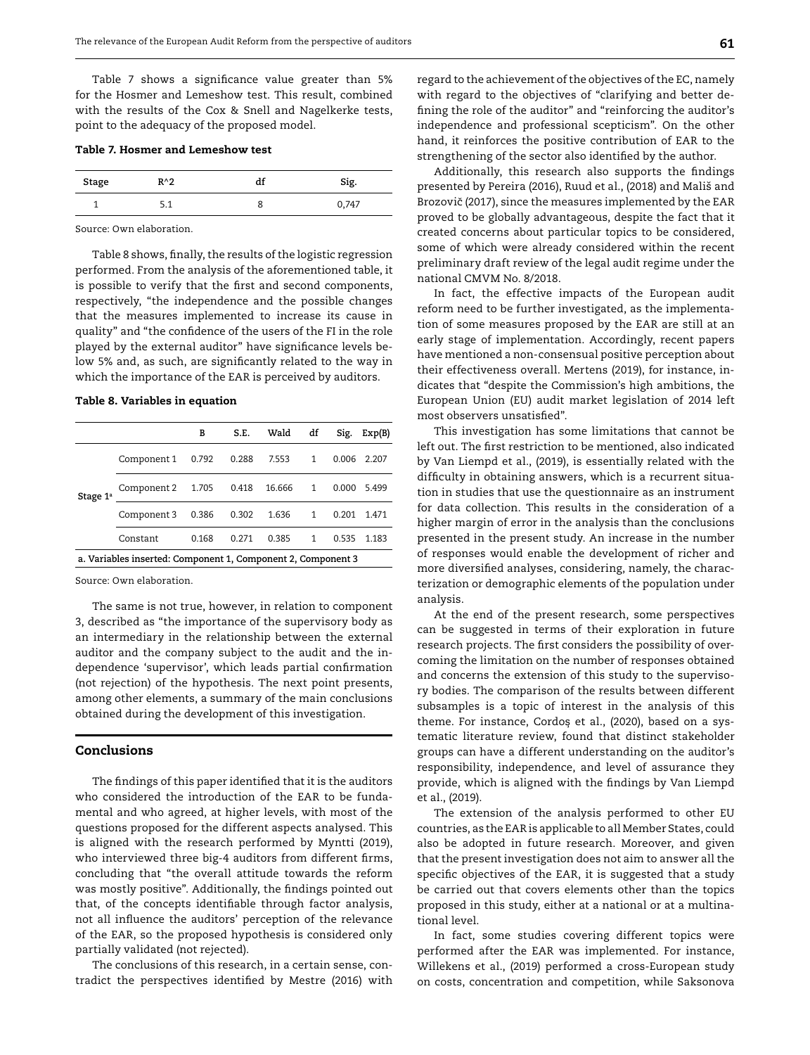Table 7 shows a significance value greater than 5% for the Hosmer and Lemeshow test. This result, combined with the results of the Cox & Snell and Nagelkerke tests, point to the adequacy of the proposed model.

**Table 7. Hosmer and Lemeshow test**

| Stage | R^2 | df | Sig. |
|---|---|---|---|
| 1 | 5.1 | 8 | 0,747 |

Source: Own elaboration.

Table 8 shows, finally, the results of the logistic regression performed. From the analysis of the aforementioned table, it is possible to verify that the first and second components, respectively, "the independence and the possible changes that the measures implemented to increase its cause in quality" and "the confidence of the users of the FI in the role played by the external auditor" have significance levels below 5% and, as such, are significantly related to the way in which the importance of the EAR is perceived by auditors.

**Table 8. Variables in equation**

| | | B | S.E. | Wald | df | Sig. | Exp(B) |
|---|---|---|---|---|---|---|---|
| Stage 1[a] | Component 1 | 0.792 | 0.288 | 7.553 | 1 | 0.006 | 2.207 |
| | Component 2 | 1.705 | 0.418 | 16.666 | 1 | 0.000 | 5.499 |
| | Component 3 | 0.386 | 0.302 | 1.636 | 1 | 0.201 | 1.471 |
| | Constant | 0.168 | 0.271 | 0.385 | 1 | 0.535 | 1.183 |

a. Variables inserted: Component 1, Component 2, Component 3

Source: Own elaboration.

The same is not true, however, in relation to component 3, described as "the importance of the supervisory body as an intermediary in the relationship between the external auditor and the company subject to the audit and the independence 'supervisor', which leads partial confirmation (not rejection) of the hypothesis. The next point presents, among other elements, a summary of the main conclusions obtained during the development of this investigation.

## Conclusions

The findings of this paper identified that it is the auditors who considered the introduction of the EAR to be fundamental and who agreed, at higher levels, with most of the questions proposed for the different aspects analysed. This is aligned with the research performed by Myntti (2019), who interviewed three big-4 auditors from different firms, concluding that "the overall attitude towards the reform was mostly positive". Additionally, the findings pointed out that, of the concepts identifiable through factor analysis, not all influence the auditors' perception of the relevance of the EAR, so the proposed hypothesis is considered only partially validated (not rejected).

The conclusions of this research, in a certain sense, contradict the perspectives identified by Mestre (2016) with regard to the achievement of the objectives of the EC, namely with regard to the objectives of "clarifying and better defining the role of the auditor" and "reinforcing the auditor's independence and professional scepticism". On the other hand, it reinforces the positive contribution of EAR to the strengthening of the sector also identified by the author.

Additionally, this research also supports the findings presented by Pereira (2016), Ruud et al., (2018) and Mališ and Brozovič (2017), since the measures implemented by the EAR proved to be globally advantageous, despite the fact that it created concerns about particular topics to be considered, some of which were already considered within the recent preliminary draft review of the legal audit regime under the national CMVM No. 8/2018.

In fact, the effective impacts of the European audit reform need to be further investigated, as the implementation of some measures proposed by the EAR are still at an early stage of implementation. Accordingly, recent papers have mentioned a non-consensual positive perception about their effectiveness overall. Mertens (2019), for instance, indicates that "despite the Commission's high ambitions, the European Union (EU) audit market legislation of 2014 left most observers unsatisfied".

This investigation has some limitations that cannot be left out. The first restriction to be mentioned, also indicated by Van Liempd et al., (2019), is essentially related with the difficulty in obtaining answers, which is a recurrent situation in studies that use the questionnaire as an instrument for data collection. This results in the consideration of a higher margin of error in the analysis than the conclusions presented in the present study. An increase in the number of responses would enable the development of richer and more diversified analyses, considering, namely, the characterization or demographic elements of the population under analysis.

At the end of the present research, some perspectives can be suggested in terms of their exploration in future research projects. The first considers the possibility of overcoming the limitation on the number of responses obtained and concerns the extension of this study to the supervisory bodies. The comparison of the results between different subsamples is a topic of interest in the analysis of this theme. For instance, Cordoş et al., (2020), based on a systematic literature review, found that distinct stakeholder groups can have a different understanding on the auditor's responsibility, independence, and level of assurance they provide, which is aligned with the findings by Van Liempd et al., (2019).

The extension of the analysis performed to other EU countries, as the EAR is applicable to all Member States, could also be adopted in future research. Moreover, and given that the present investigation does not aim to answer all the specific objectives of the EAR, it is suggested that a study be carried out that covers elements other than the topics proposed in this study, either at a national or at a multinational level.

In fact, some studies covering different topics were performed after the EAR was implemented. For instance, Willekens et al., (2019) performed a cross-European study on costs, concentration and competition, while Saksonova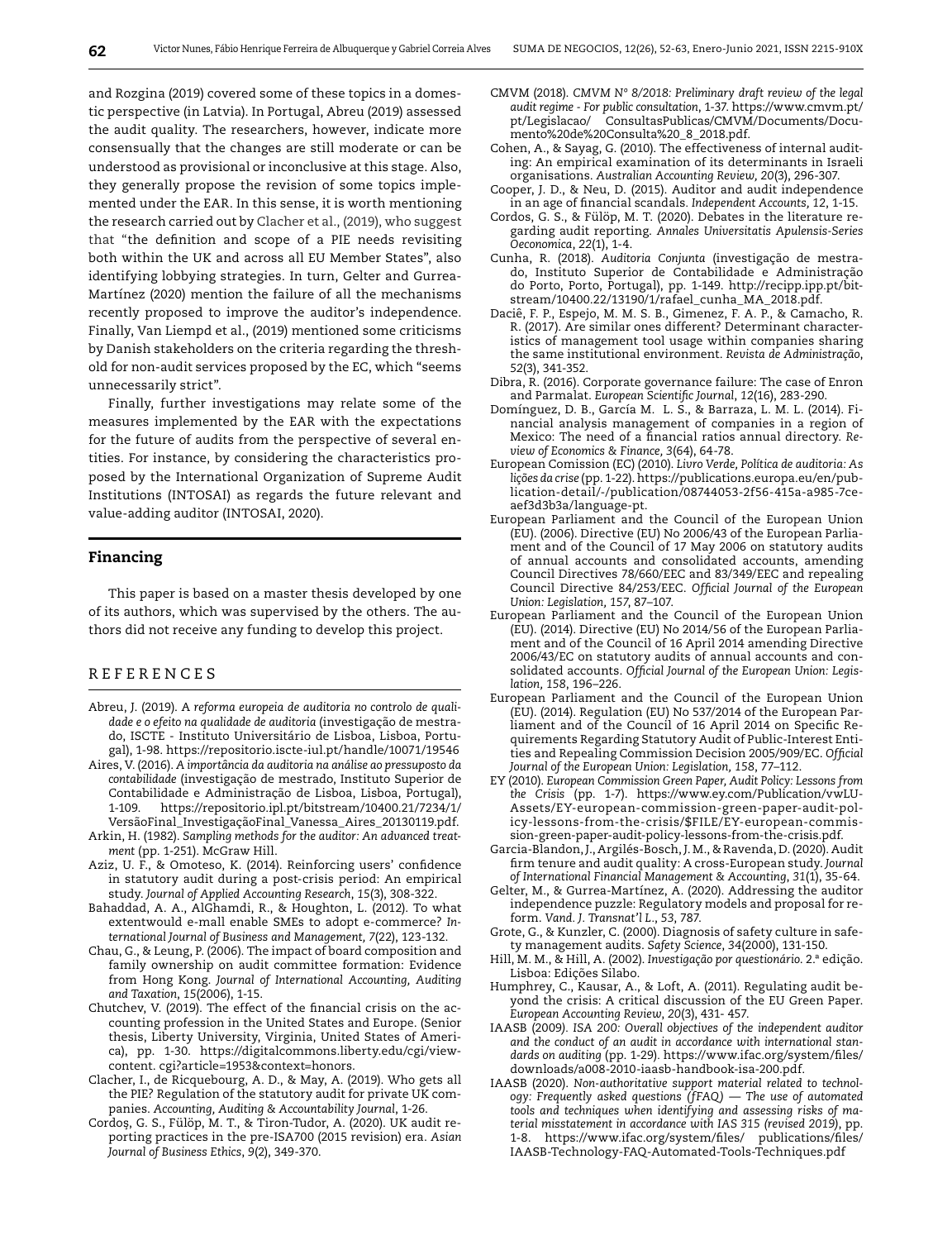and Rozgina (2019) covered some of these topics in a domestic perspective (in Latvia). In Portugal, Abreu (2019) assessed the audit quality. The researchers, however, indicate more consensually that the changes are still moderate or can be understood as provisional or inconclusive at this stage. Also, they generally propose the revision of some topics implemented under the EAR. In this sense, it is worth mentioning the research carried out by Clacher et al., (2019), who suggest that "the definition and scope of a PIE needs revisiting both within the UK and across all EU Member States", also identifying lobbying strategies. In turn, Gelter and Gurrea-Martínez (2020) mention the failure of all the mechanisms recently proposed to improve the auditor's independence. Finally, Van Liempd et al., (2019) mentioned some criticisms by Danish stakeholders on the criteria regarding the threshold for non-audit services proposed by the EC, which "seems unnecessarily strict".

Finally, further investigations may relate some of the measures implemented by the EAR with the expectations for the future of audits from the perspective of several entities. For instance, by considering the characteristics proposed by the International Organization of Supreme Audit Institutions (INTOSAI) as regards the future relevant and value-adding auditor (INTOSAI, 2020).

## Financing

This paper is based on a master thesis developed by one of its authors, which was supervised by the others. The authors did not receive any funding to develop this project.

## REFERENCES

Abreu, J. (2019). A *reforma europeia de auditoria no controlo de qualidade e o efeito na qualidade de auditoria* (investigação de mestrado, ISCTE - Instituto Universitário de Lisboa, Lisboa, Portugal), 1-98. https://repositorio.iscte-iul.pt/handle/10071/19546

Aires, V. (2016). *A importância da auditoria na análise ao pressuposto da contabilidade* (investigação de mestrado, Instituto Superior de Contabilidade e Administração de Lisboa, Lisboa, Portugal), 1-109. https://repositorio.ipl.pt/bitstream/10400.21/7234/1/VersãoFinal_InvestigaçãoFinal_Vanessa_Aires_20130119.pdf.

Arkin, H. (1982). *Sampling methods for the auditor: An advanced treatment* (pp. 1-251). McGraw Hill.

Aziz, U. F., & Omoteso, K. (2014). Reinforcing users' confidence in statutory audit during a post-crisis period: An empirical study. *Journal of Applied Accounting Research*, *15*(3), 308-322.

Bahaddad, A. A., AlGhamdi, R., & Houghton, L. (2012). To what extentwould e-mall enable SMEs to adopt e-commerce? *International Journal of Business and Management, 7*(22), 123-132.

Chau, G., & Leung, P. (2006). The impact of board composition and family ownership on audit committee formation: Evidence from Hong Kong. *Journal of International Accounting, Auditing and Taxation*, *15*(2006), 1-15.

Chutchev, V. (2019). The effect of the financial crisis on the accounting profession in the United States and Europe. (Senior thesis, Liberty University, Virginia, United States of America), pp. 1-30. https://digitalcommons.liberty.edu/cgi/viewcontent.cgi?article=1953&context=honors.

Clacher, I., de Ricquebourg, A. D., & May, A. (2019). Who gets all the PIE? Regulation of the statutory audit for private UK companies. *Accounting, Auditing & Accountability Journal*, 1-26.

Cordoş, G. S., Fülöp, M. T., & Tiron-Tudor, A. (2020). UK audit reporting practices in the pre-ISA700 (2015 revision) era. *Asian Journal of Business Ethics*, *9*(2), 349-370.

CMVM (2018). *CMVM Nº 8/2018: Preliminary draft review of the legal audit regime - For public consultation*, 1-37. https://www.cmvm.pt/pt/Legislacao/ ConsultasPublicas/CMVM/Documents/Documento%20de%20Consulta%20_8_2018.pdf.

Cohen, A., & Sayag, G. (2010). The effectiveness of internal auditing: An empirical examination of its determinants in Israeli organisations. *Australian Accounting Review, 20*(3), 296-307.

Cooper, J. D., & Neu, D. (2015). Auditor and audit independence in an age of financial scandals. *Independent Accounts, 12*, 1-15.

Cordos, G. S., & Fülöp, M. T. (2020). Debates in the literature regarding audit reporting. *Annales Universitatis Apulensis-Series Oeconomica*, *22*(1), 1-4.

Cunha, R. (2018). *Auditoria Conjunta* (investigação de mestrado, Instituto Superior de Contabilidade e Administração do Porto, Porto, Portugal), pp. 1-149. http://recipp.ipp.pt/bitstream/10400.22/13190/1/rafael_cunha_MA_2018.pdf.

Daciê, F. P., Espejo, M. M. S. B., Gimenez, F. A. P., & Camacho, R. R. (2017). Are similar ones different? Determinant characteristics of management tool usage within companies sharing the same institutional environment. *Revista de Administração*, *52*(3), 341-352.

Dibra, R. (2016). Corporate governance failure: The case of Enron and Parmalat. *European Scientific Journal*, *12*(16), 283-290.

Domínguez, D. B., García M. L. S., & Barraza, L. M. L. (2014). Financial analysis management of companies in a region of Mexico: The need of a financial ratios annual directory. *Review of Economics & Finance*, *3*(64), 64-78.

European Comission (EC) (2010). *Livro Verde, Política de auditoria: As lições da crise* (pp. 1-22). https://publications.europa.eu/en/publication-detail/-/publication/08744053-2f56-415a-a985-7ceaef3d3b3a/language-pt.

European Parliament and the Council of the European Union (EU). (2006). Directive (EU) No 2006/43 of the European Parliament and of the Council of 17 May 2006 on statutory audits of annual accounts and consolidated accounts, amending Council Directives 78/660/EEC and 83/349/EEC and repealing Council Directive 84/253/EEC. *Official Journal of the European Union: Legislation, 157*, 87–107.

European Parliament and the Council of the European Union (EU). (2014). Directive (EU) No 2014/56 of the European Parliament and of the Council of 16 April 2014 amending Directive 2006/43/EC on statutory audits of annual accounts and consolidated accounts. *Official Journal of the European Union: Legislation, 158*, 196–226.

European Parliament and the Council of the European Union (EU). (2014). Regulation (EU) No 537/2014 of the European Parliament and of the Council of 16 April 2014 on Specific Requirements Regarding Statutory Audit of Public-Interest Entities and Repealing Commission Decision 2005/909/EC. *Official Journal of the European Union: Legislation, 158*, 77–112.

EY (2010). *European Commission Green Paper, Audit Policy: Lessons from the Crisis* (pp. 1-7). https://www.ey.com/Publication/vwLUAssets/EY-european-commission-green-paper-audit-policy-lessons-from-the-crisis/$FILE/EY-european-commission-green-paper-audit-policy-lessons-from-the-crisis.pdf.

Garcia-Blandon, J., Argilés-Bosch, J. M., & Ravenda, D. (2020). Audit firm tenure and audit quality: A cross-European study. *Journal of International Financial Management & Accounting*, *31*(1), 35-64.

Gelter, M., & Gurrea-Martínez, A. (2020). Addressing the auditor independence puzzle: Regulatory models and proposal for reform. *Vand. J. Transnat'l L.*, *53*, 787.

Grote, G., & Kunzler, C. (2000). Diagnosis of safety culture in safety management audits. *Safety Science*, *34*(2000), 131-150.

Hill, M. M., & Hill, A. (2002). *Investigação por questionário*. 2.ª edição. Lisboa: Edições Sílabo.

Humphrey, C., Kausar, A., & Loft, A. (2011). Regulating audit beyond the crisis: A critical discussion of the EU Green Paper. *European Accounting Review*, *20*(3), 431- 457.

IAASB (2009). *ISA 200: Overall objectives of the independent auditor and the conduct of an audit in accordance with international standards on auditing* (pp. 1-29). https://www.ifac.org/system/files/downloads/a008-2010-iaasb-handbook-isa-200.pdf.

IAASB (2020). *Non-authoritative support material related to technology: Frequently asked questions (fFAQ) — The use of automated tools and techniques when identifying and assessing risks of material misstatement in accordance with IAS 315 (revised 2019)*, pp. 1-8. https://www.ifac.org/system/files/ publications/files/IAASB-Technology-FAQ-Automated-Tools-Techniques.pdf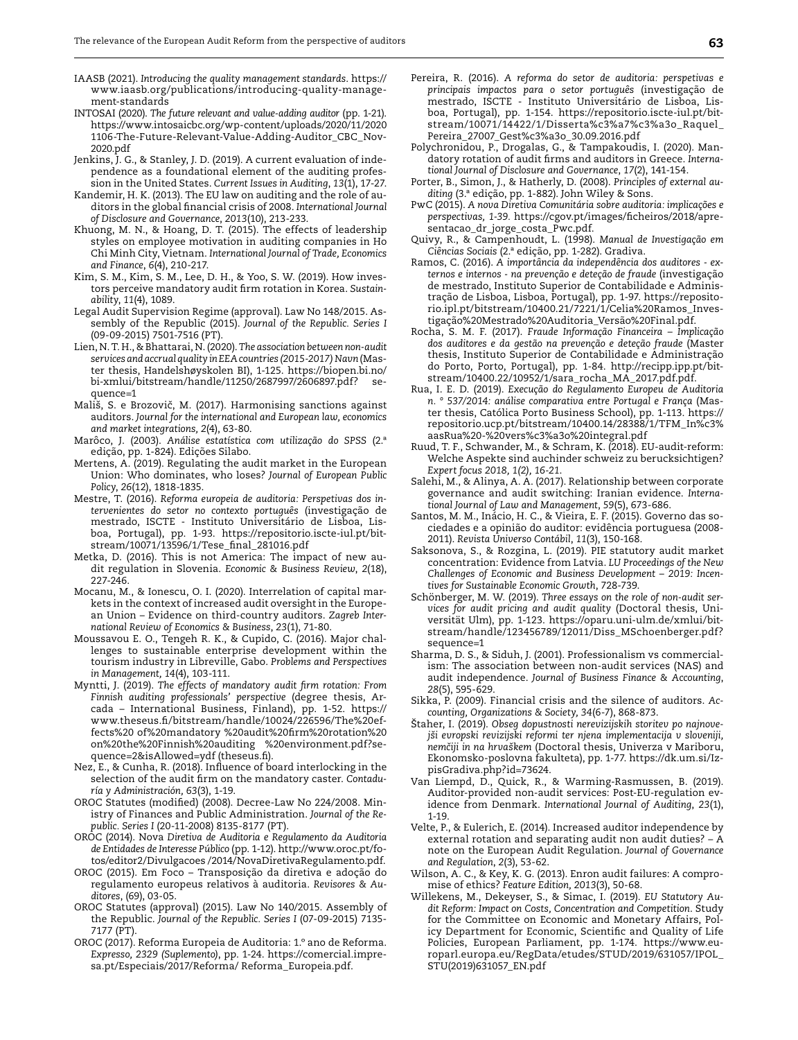IAASB (2021). *Introducing the quality management standards*. https://www.iaasb.org/publications/introducing-quality-management-standards

INTOSAI (2020). *The future relevant and value-adding auditor* (pp. 1-21). https://www.intosaicbc.org/wp-content/uploads/2020/11/20201106-The-Future-Relevant-Value-Adding-Auditor_CBC_Nov-2020.pdf

Jenkins, J. G., & Stanley, J. D. (2019). A current evaluation of independence as a foundational element of the auditing profession in the United States. *Current Issues in Auditing*, *13*(1), 17-27.

Kandemir, H. K. (2013). The EU law on auditing and the role of auditors in the global financial crisis of 2008. *International Journal of Disclosure and Governance*, *2013*(10), 213-233.

Khuong, M. N., & Hoang, D. T. (2015). The effects of leadership styles on employee motivation in auditing companies in Ho Chi Minh City, Vietnam. *International Journal of Trade, Economics and Finance*, *6*(4), 210-217.

Kim, S. M., Kim, S. M., Lee, D. H., & Yoo, S. W. (2019). How investors perceive mandatory audit firm rotation in Korea. *Sustainability*, *11*(4), 1089.

Legal Audit Supervision Regime (approval). Law No 148/2015. Assembly of the Republic (2015). *Journal of the Republic. Series I* (09-09-2015) 7501-7516 (PT).

Lien, N. T. H., & Bhattarai, N. (2020). *The association between non-audit services and accrual quality in EEA countries (2015-2017) Navn* (Master thesis, Handelshøyskolen BI), 1-125. https://biopen.bi.no/bi-xmlui/bitstream/handle/11250/2687997/2606897.pdf?sequence=1

Mališ, S. e Brozovič, M. (2017). Harmonising sanctions against auditors. *Journal for the international and European law, economics and market integrations, 2*(4), 63-80.

Marôco, J. (2003). *Análise estatística com utilização do SPSS* (2.ª edição, pp. 1-824). Edições Silabo.

Mertens, A. (2019). Regulating the audit market in the European Union: Who dominates, who loses? *Journal of European Public Policy*, 26(12), 1818-1835.

Mestre, T. (2016). *Reforma europeia de auditoria: Perspetivas dos intervenientes do setor no contexto português* (investigação de mestrado, ISCTE - Instituto Universitário de Lisboa, Lisboa, Portugal), pp. 1-93. https://repositorio.iscte-iul.pt/bitstream/10071/13596/1/Tese_final_281016.pdf

Metka, D. (2016). This is not America: The impact of new audit regulation in Slovenia. *Economic & Business Review*, *2*(18), 227-246.

Mocanu, M., & Ionescu, O. I. (2020). Interrelation of capital markets in the context of increased audit oversight in the European Union – Evidence on third-country auditors. *Zagreb International Review of Economics & Business*, *23*(1), 71-80.

Moussavou E. O., Tengeh R. K., & Cupido, C. (2016). Major challenges to sustainable enterprise development within the tourism industry in Libreville, Gabo. *Problems and Perspectives in Management, 14*(4), 103-111.

Myntti, J. (2019). *The effects of mandatory audit firm rotation: From Finnish auditing professionals' perspective* (degree thesis, Arcada – International Business, Finland), pp. 1-52. https://www.theseus.fi/bitstream/handle/10024/226596/The%20effects%20 of%20mandatory %20audit%20firm%20rotation%20on%20the%20Finnish%20auditing %20environment.pdf?sequence=2&isAllowed=ydf (theseus.fi).

Nez, E., & Cunha, R. (2018). Influence of board interlocking in the selection of the audit firm on the mandatory caster. *Contaduría y Administración, 63*(3), 1-19.

OROC Statutes (modified) (2008). Decree-Law No 224/2008. Ministry of Finances and Public Administration. *Journal of the Republic. Series I* (20-11-2008) 8135-8177 (PT).

OROC (2014). Nova *Diretiva de Auditoria e Regulamento da Auditoria de Entidades de Interesse Público* (pp. 1-12). http://www.oroc.pt/fotos/editor2/Divulgacoes /2014/NovaDiretivaRegulamento.pdf.

OROC (2015). Em Foco – Transposição da diretiva e adoção do regulamento europeus relativos à auditoria. *Revisores & Auditores*, (69), 03-05.

OROC Statutes (approval) (2015). Law No 140/2015. Assembly of the Republic. *Journal of the Republic. Series I* (07-09-2015) 7135-7177 (PT).

OROC (2017). Reforma Europeia de Auditoria: 1.º ano de Reforma. *Expresso, 2329 (Suplemento)*, pp. 1-24. https://comercial.impresa.pt/Especiais/2017/Reforma/ Reforma_Europeia.pdf.

Pereira, R. (2016). *A reforma do setor de auditoria: perspetivas e principais impactos para o setor português* (investigação de mestrado, ISCTE - Instituto Universitário de Lisboa, Lisboa, Portugal), pp. 1-154. https://repositorio.iscte-iul.pt/bitstream/10071/14422/1/Disserta%c3%a7%c3%a3o_Raquel_Pereira_27007_Gest%c3%a3o_30.09.2016.pdf

Polychronidou, P., Drogalas, G., & Tampakoudis, I. (2020). Mandatory rotation of audit firms and auditors in Greece. *International Journal of Disclosure and Governance*, *17*(2), 141-154.

Porter, B., Simon, J., & Hatherly, D. (2008). *Principles of external auditing* (3.ª edição, pp. 1-882). John Wiley & Sons.

PwC (2015). *A nova Diretiva Comunitária sobre auditoria: implicações e perspectivas, 1-39.* https://cgov.pt/images/ficheiros/2018/apresentacao_dr_jorge_costa_Pwc.pdf.

Quivy, R., & Campenhoudt, L. (1998). *Manual de Investigação em Ciências Sociais* (2.ª edição, pp. 1-282). Gradiva.

Ramos, C. (2016). *A importância da independência dos auditores - externos e internos - na prevenção e deteção de fraude* (investigação de mestrado, Instituto Superior de Contabilidade e Administração de Lisboa, Lisboa, Portugal), pp. 1-97. https://repositorio.ipl.pt/bitstream/10400.21/7221/1/Celia%20Ramos_Investigação%20Mestrado%20Auditoria_Versão%20Final.pdf.

Rocha, S. M. F. (2017). *Fraude Informação Financeira – Implicação dos auditores e da gestão na prevenção e deteção fraude* (Master thesis, Instituto Superior de Contabilidade e Administração do Porto, Porto, Portugal), pp. 1-84. http://recipp.ipp.pt/bitstream/10400.22/10952/1/sara_rocha_MA_2017.pdf.pdf.

Rua, I. E. D. (2019). *Execução do Regulamento Europeu de Auditoria n. º 537/2014: análise comparativa entre Portugal e França* (Master thesis, Católica Porto Business School), pp. 1-113. https://repositorio.ucp.pt/bitstream/10400.14/28388/1/TFM_In%c3%aasRua%20-%20vers%c3%a3o%20integral.pdf

Ruud, T. F., Schwander, M., & Schram, K. (2018). EU-audit-reform: Welche Aspekte sind auchinder schweiz zu berucksichtigen? *Expert focus 2018, 1(2), 16-21.*

Salehi, M., & Alinya, A. A. (2017). Relationship between corporate governance and audit switching: Iranian evidence. *International Journal of Law and Management*, *59*(5), 673-686.

Santos, M. M., Inácio, H. C., & Vieira, E. F. (2015). Governo das sociedades e a opinião do auditor: evidência portuguesa (2008-2011). *Revista Universo Contábil*, *11*(3), 150-168.

Saksonova, S., & Rozgina, L. (2019). PIE statutory audit market concentration: Evidence from Latvia. *LU Proceedings of the New Challenges of Economic and Business Development – 2019: Incentives for Sustainable Economic Growth*, 728-739.

Schönberger, M. W. (2019). *Three essays on the role of non-audit services for audit pricing and audit quality* (Doctoral thesis, Universität Ulm), pp. 1-123. https://oparu.uni-ulm.de/xmlui/bitstream/handle/123456789/12011/Diss_MSchoenberger.pdf?sequence=1

Sharma, D. S., & Siduh, J. (2001). Professionalism vs commercialism: The association between non-audit services (NAS) and audit independence. *Journal of Business Finance & Accounting*, *28*(5), 595-629.

Sikka, P. (2009). Financial crisis and the silence of auditors. *Accounting, Organizations & Society, 34*(6-7), 868-873.

Štaher, I. (2019). *Obseg dopustnosti nerevizijskih storitev po najnovejši evropski revizijski reformi ter njena implementacija v sloveniji, nemčiji in na hrvaškem* (Doctoral thesis, Univerza v Mariboru, Ekonomsko-poslovna fakulteta), pp. 1-77. https://dk.um.si/IzpisGradiva.php?id=73624.

Van Liempd, D., Quick, R., & Warming-Rasmussen, B. (2019). Auditor-provided non-audit services: Post-EU-regulation evidence from Denmark. *International Journal of Auditing*, *23*(1), 1-19.

Velte, P., & Eulerich, E. (2014). Increased auditor independence by external rotation and separating audit non audit duties? – A note on the European Audit Regulation. *Journal of Governance and Regulation*, *2*(3), 53-62.

Wilson, A. C., & Key, K. G. (2013). Enron audit failures: A compromise of ethics? *Feature Edition, 2013*(3), 50-68.

Willekens, M., Dekeyser, S., & Simac, I. (2019). *EU Statutory Audit Reform: Impact on Costs, Concentration and Competition*. Study for the Committee on Economic and Monetary Affairs, Policy Department for Economic, Scientific and Quality of Life Policies, European Parliament, pp. 1-174. https://www.europarl.europa.eu/RegData/etudes/STUD/2019/631057/IPOL_STU(2019)631057_EN.pdf